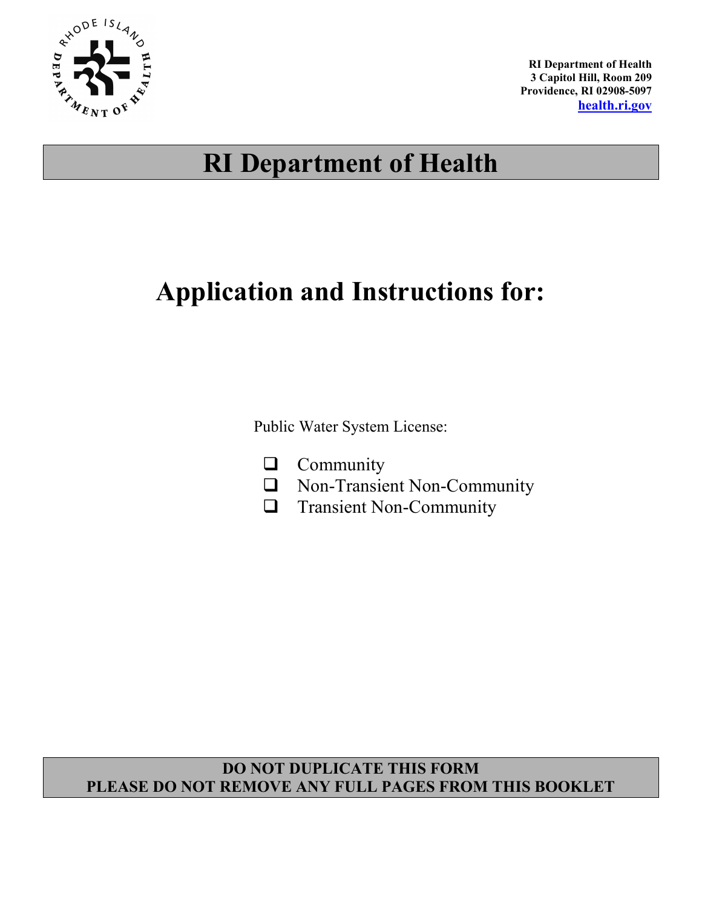**RI Department of Health**
**3 Capitol Hill, Room 209**
**Providence, RI 02908-5097**
**[health.ri.gov](http://health.ri.gov)**

# RI Department of Health

# Application and Instructions for:

Public Water System License:

- ☐ Community
- ☐ Non-Transient Non-Community
- ☐ Transient Non-Community

**DO NOT DUPLICATE THIS FORM**
**PLEASE DO NOT REMOVE ANY FULL PAGES FROM THIS BOOKLET**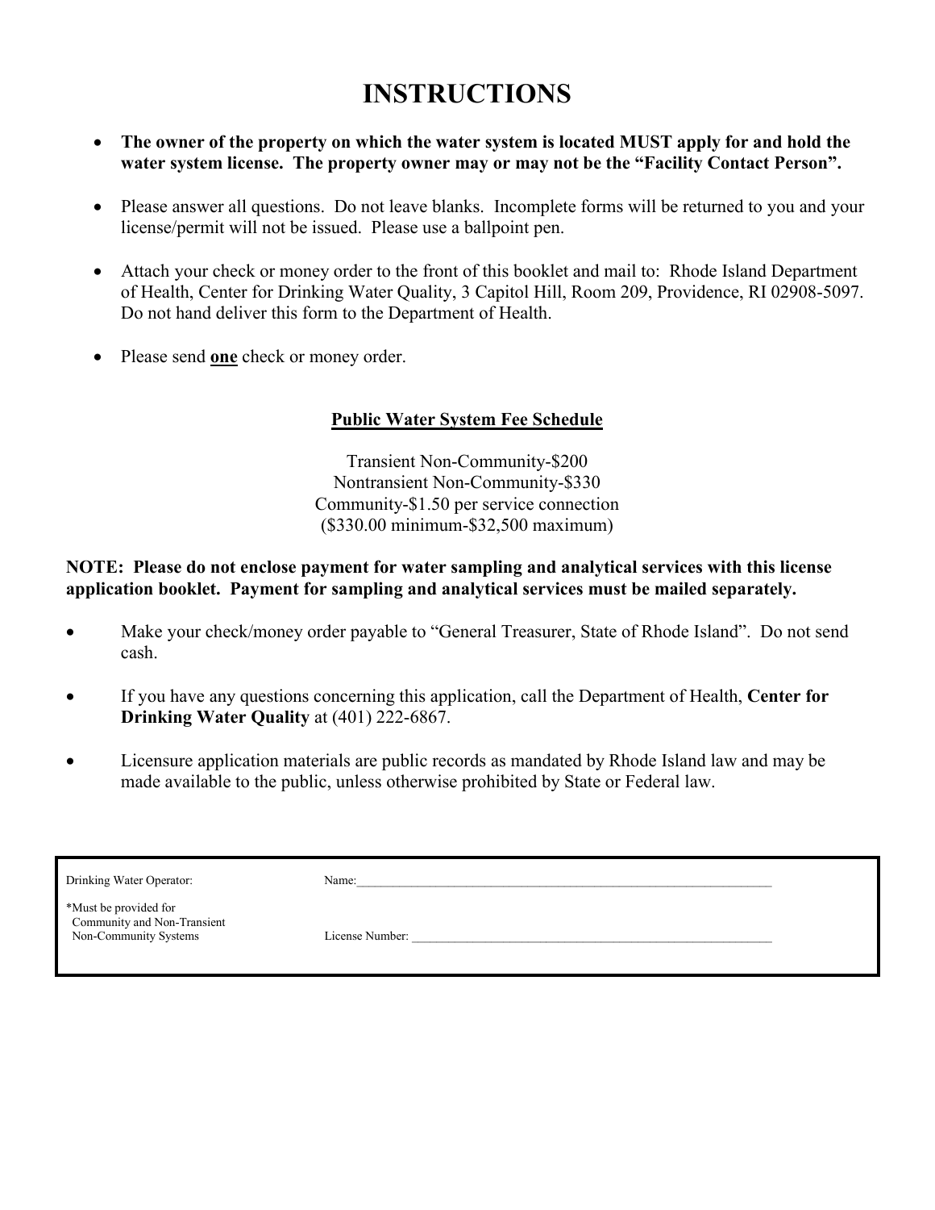# INSTRUCTIONS

- **The owner of the property on which the water system is located MUST apply for and hold the water system license. The property owner may or may not be the "Facility Contact Person".**
- Please answer all questions. Do not leave blanks. Incomplete forms will be returned to you and your license/permit will not be issued. Please use a ballpoint pen.
- Attach your check or money order to the front of this booklet and mail to: Rhode Island Department of Health, Center for Drinking Water Quality, 3 Capitol Hill, Room 209, Providence, RI 02908-5097. Do not hand deliver this form to the Department of Health.
- Please send **one** check or money order.

**Public Water System Fee Schedule**

Transient Non-Community-$200
Nontransient Non-Community-$330
Community-$1.50 per service connection
($330.00 minimum-$32,500 maximum)

**NOTE: Please do not enclose payment for water sampling and analytical services with this license application booklet. Payment for sampling and analytical services must be mailed separately.**

- Make your check/money order payable to "General Treasurer, State of Rhode Island". Do not send cash.
- If you have any questions concerning this application, call the Department of Health, **Center for Drinking Water Quality** at (401) 222-6867.
- Licensure application materials are public records as mandated by Rhode Island law and may be made available to the public, unless otherwise prohibited by State or Federal law.

| | |
|---|---|
| Drinking Water Operator: | Name:\_\_\_\_\_\_\_\_\_\_\_\_\_\_\_\_\_\_\_\_\_\_\_\_\_\_\_\_\_\_\_\_\_\_\_\_ |
| *Must be provided for Community and Non-Transient Non-Community Systems | License Number: \_\_\_\_\_\_\_\_\_\_\_\_\_\_\_\_\_\_\_\_\_\_\_\_\_\_\_\_\_\_\_\_\_\_\_\_ |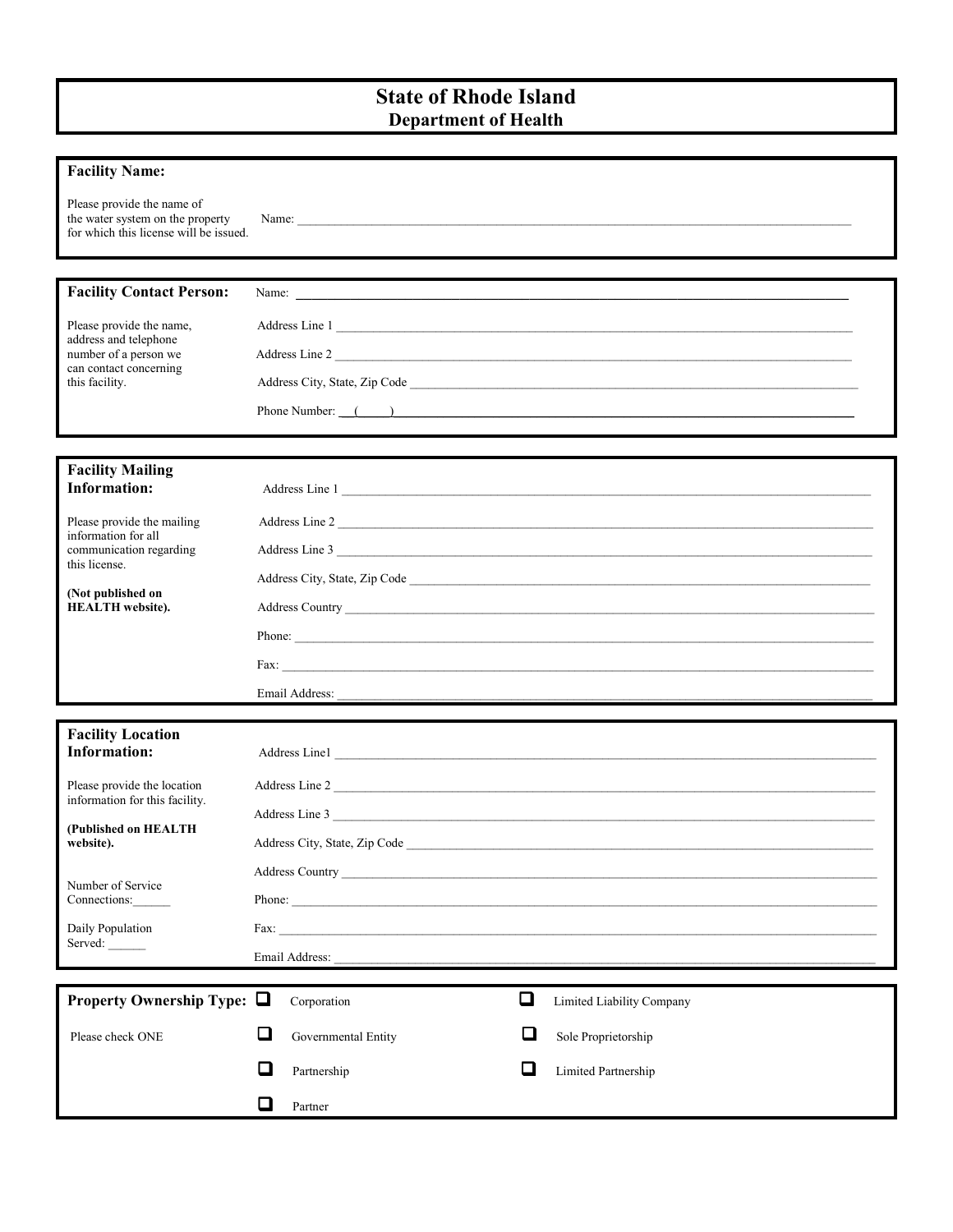# State of Rhode Island
## Department of Health

**Facility Name:**

Please provide the name of the water system on the property for which this license will be issued.

Name: ______________________________________________

**Facility Contact Person:**

Please provide the name, address and telephone number of a person we can contact concerning this facility.

Name: ______________________________________________

Address Line 1 ______________________________________________

Address Line 2 ______________________________________________

Address City, State, Zip Code ______________________________________________

Phone Number: ( )______________________________________________

**Facility Mailing Information:**

Please provide the mailing information for all communication regarding this license.

**(Not published on HEALTH website).**

Address Line 1 ______________________________________________

Address Line 2 ______________________________________________

Address Line 3 ______________________________________________

Address City, State, Zip Code ______________________________________________

Address Country ______________________________________________

Phone: ______________________________________________

Fax: ______________________________________________

Email Address: ______________________________________________

**Facility Location Information:**

Please provide the location information for this facility.

**(Published on HEALTH website).**

Number of Service Connections:______

Daily Population Served: ______

Address Line1 ______________________________________________

Address Line 2 ______________________________________________

Address Line 3 ______________________________________________

Address City, State, Zip Code ______________________________________________

Address Country ______________________________________________

Phone: ______________________________________________

Fax: ______________________________________________

Email Address: ______________________________________________

**Property Ownership Type:**

Please check ONE

- ☐ Corporation
- ☐ Limited Liability Company
- ☐ Governmental Entity
- ☐ Sole Proprietorship
- ☐ Partnership
- ☐ Limited Partnership
- ☐ Partner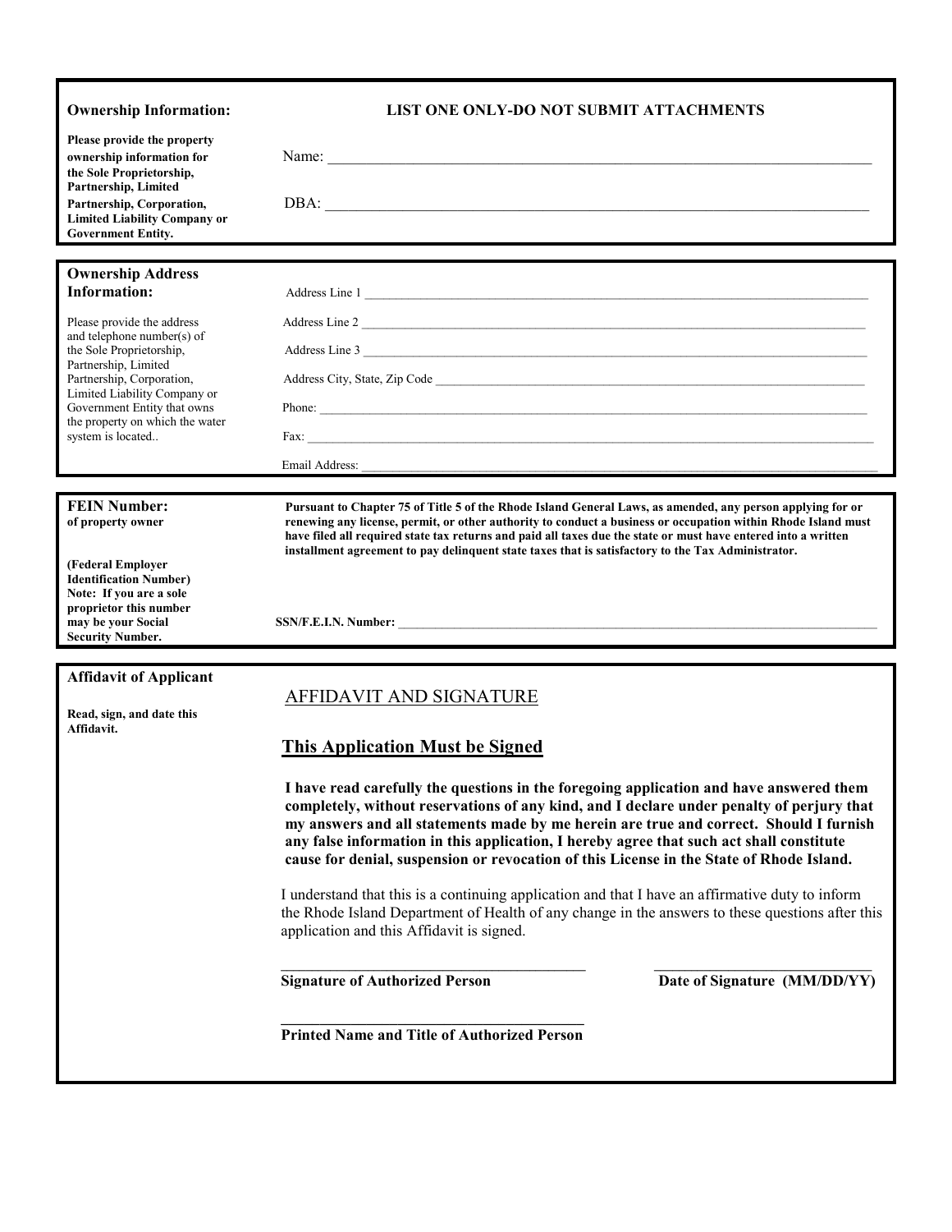**Ownership Information:**

**Please provide the property ownership information for the Sole Proprietorship, Partnership, Limited Partnership, Corporation, Limited Liability Company or Government Entity.**

**LIST ONE ONLY-DO NOT SUBMIT ATTACHMENTS**

Name: ___________________________________________________________________________

DBA: ___________________________________________________________________________

**Ownership Address Information:**

Please provide the address and telephone number(s) of the Sole Proprietorship, Partnership, Limited Partnership, Corporation, Limited Liability Company or Government Entity that owns the property on which the water system is located..

Address Line 1 ___________________________________________________________________________

Address Line 2 ___________________________________________________________________________

Address Line 3 ___________________________________________________________________________

Address City, State, Zip Code ___________________________________________________________________________

Phone: ___________________________________________________________________________

Fax: ___________________________________________________________________________

Email Address: ___________________________________________________________________________

**FEIN Number:**
**of property owner**

**(Federal Employer Identification Number)**
**Note: If you are a sole proprietor this number may be your Social Security Number.**

**Pursuant to Chapter 75 of Title 5 of the Rhode Island General Laws, as amended, any person applying for or renewing any license, permit, or other authority to conduct a business or occupation within Rhode Island must have filed all required state tax returns and paid all taxes due the state or must have entered into a written installment agreement to pay delinquent state taxes that is satisfactory to the Tax Administrator.**

**SSN/F.E.I.N. Number:** ___________________________________________________________________________

**Affidavit of Applicant**

**Read, sign, and date this Affidavit.**

## AFFIDAVIT AND SIGNATURE

## This Application Must be Signed

**I have read carefully the questions in the foregoing application and have answered them completely, without reservations of any kind, and I declare under penalty of perjury that my answers and all statements made by me herein are true and correct. Should I furnish any false information in this application, I hereby agree that such act shall constitute cause for denial, suspension or revocation of this License in the State of Rhode Island.**

I understand that this is a continuing application and that I have an affirmative duty to inform the Rhode Island Department of Health of any change in the answers to these questions after this application and this Affidavit is signed.

_______________________________________ &nbsp;&nbsp;&nbsp;&nbsp; ___________________________
**Signature of Authorized Person** &nbsp;&nbsp;&nbsp;&nbsp; **Date of Signature (MM/DD/YY)**

_______________________________________
**Printed Name and Title of Authorized Person**